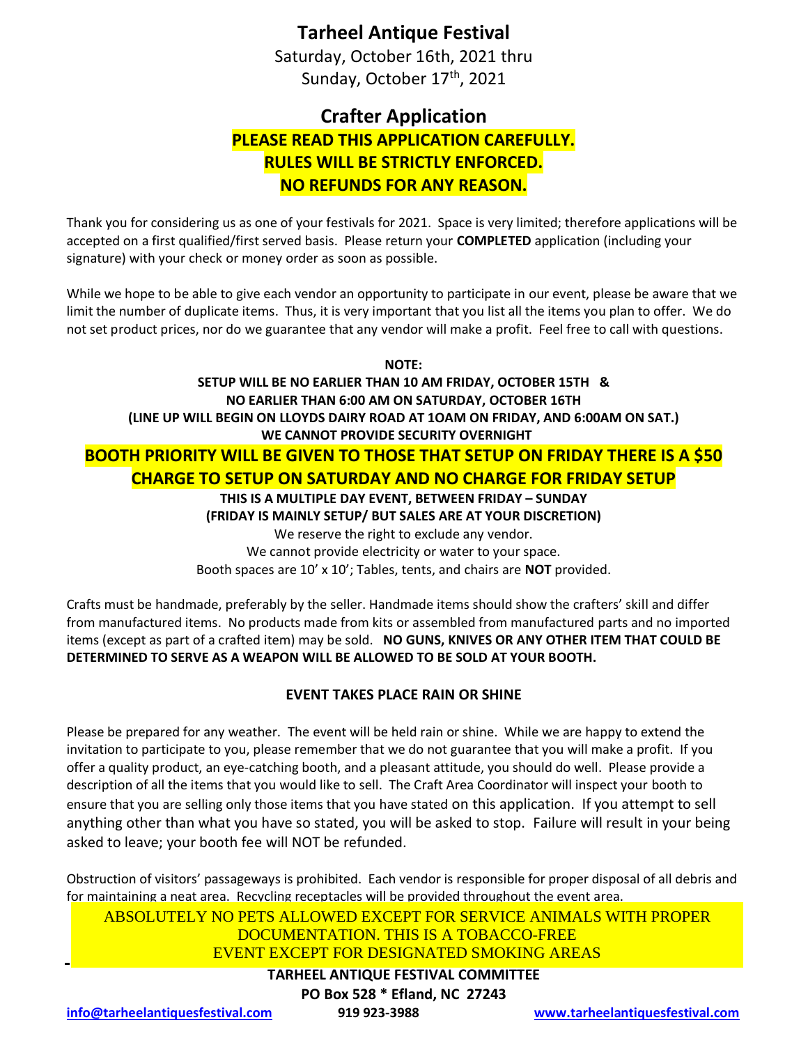# Tarheel Antique Festival

Saturday, October 16th, 2021 thru
Sunday, October 17th, 2021

## Crafter Application

**PLEASE READ THIS APPLICATION CAREFULLY.**
**RULES WILL BE STRICTLY ENFORCED.**
**NO REFUNDS FOR ANY REASON.**

Thank you for considering us as one of your festivals for 2021. Space is very limited; therefore applications will be accepted on a first qualified/first served basis. Please return your **COMPLETED** application (including your signature) with your check or money order as soon as possible.

While we hope to be able to give each vendor an opportunity to participate in our event, please be aware that we limit the number of duplicate items. Thus, it is very important that you list all the items you plan to offer. We do not set product prices, nor do we guarantee that any vendor will make a profit. Feel free to call with questions.

**NOTE:**
**SETUP WILL BE NO EARLIER THAN 10 AM FRIDAY, OCTOBER 15TH &**
**NO EARLIER THAN 6:00 AM ON SATURDAY, OCTOBER 16TH**
**(LINE UP WILL BEGIN ON LLOYDS DAIRY ROAD AT 1OAM ON FRIDAY, AND 6:00AM ON SAT.)**
**WE CANNOT PROVIDE SECURITY OVERNIGHT**

**BOOTH PRIORITY WILL BE GIVEN TO THOSE THAT SETUP ON FRIDAY THERE IS A $50 CHARGE TO SETUP ON SATURDAY AND NO CHARGE FOR FRIDAY SETUP**

**THIS IS A MULTIPLE DAY EVENT, BETWEEN FRIDAY – SUNDAY**
**(FRIDAY IS MAINLY SETUP/ BUT SALES ARE AT YOUR DISCRETION)**

We reserve the right to exclude any vendor.
We cannot provide electricity or water to your space.
Booth spaces are 10' x 10'; Tables, tents, and chairs are **NOT** provided.

Crafts must be handmade, preferably by the seller. Handmade items should show the crafters' skill and differ from manufactured items. No products made from kits or assembled from manufactured parts and no imported items (except as part of a crafted item) may be sold. **NO GUNS, KNIVES OR ANY OTHER ITEM THAT COULD BE DETERMINED TO SERVE AS A WEAPON WILL BE ALLOWED TO BE SOLD AT YOUR BOOTH.**

**EVENT TAKES PLACE RAIN OR SHINE**

Please be prepared for any weather. The event will be held rain or shine. While we are happy to extend the invitation to participate to you, please remember that we do not guarantee that you will make a profit. If you offer a quality product, an eye-catching booth, and a pleasant attitude, you should do well. Please provide a description of all the items that you would like to sell. The Craft Area Coordinator will inspect your booth to ensure that you are selling only those items that you have stated on this application. If you attempt to sell anything other than what you have so stated, you will be asked to stop. Failure will result in your being asked to leave; your booth fee will NOT be refunded.

Obstruction of visitors' passageways is prohibited. Each vendor is responsible for proper disposal of all debris and for maintaining a neat area. Recycling receptacles will be provided throughout the event area.

ABSOLUTELY NO PETS ALLOWED EXCEPT FOR SERVICE ANIMALS WITH PROPER DOCUMENTATION. THIS IS A TOBACCO-FREE EVENT EXCEPT FOR DESIGNATED SMOKING AREAS

**TARHEEL ANTIQUE FESTIVAL COMMITTEE**
**PO Box 528 * Efland, NC 27243**

info@tarheelantiquesfestival.com **919 923-3988** www.tarheelantiquesfestival.com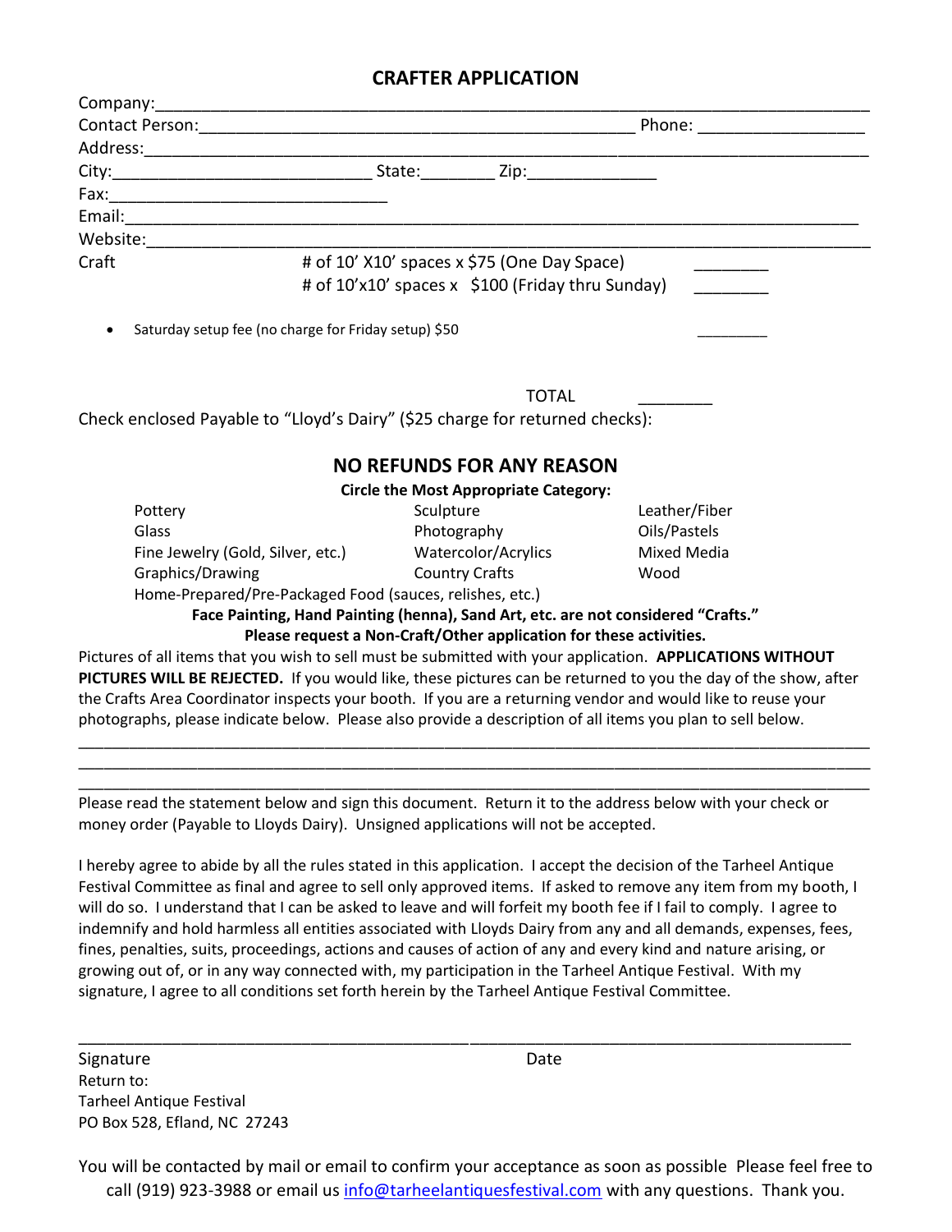# CRAFTER APPLICATION

Company:\_\_\_\_\_\_\_\_\_\_\_\_\_\_\_\_\_\_\_\_\_\_\_\_\_\_\_\_\_\_\_\_\_\_\_\_\_\_\_\_\_\_\_\_\_\_\_\_\_\_\_\_\_\_\_\_\_\_\_\_\_\_\_\_\_\_\_\_\_\_\_\_

Contact Person:\_\_\_\_\_\_\_\_\_\_\_\_\_\_\_\_\_\_\_\_\_\_\_\_\_\_\_\_\_\_\_\_\_\_\_\_\_\_\_\_\_\_\_\_\_\_ Phone: \_\_\_\_\_\_\_\_\_\_\_\_\_\_\_\_\_\_

Address:\_\_\_\_\_\_\_\_\_\_\_\_\_\_\_\_\_\_\_\_\_\_\_\_\_\_\_\_\_\_\_\_\_\_\_\_\_\_\_\_\_\_\_\_\_\_\_\_\_\_\_\_\_\_\_\_\_\_\_\_\_\_\_\_\_\_\_\_\_\_\_\_

City:\_\_\_\_\_\_\_\_\_\_\_\_\_\_\_\_\_\_\_\_\_\_\_\_\_\_\_\_\_ State:\_\_\_\_\_\_\_\_ Zip:\_\_\_\_\_\_\_\_\_\_\_\_\_\_

Fax:\_\_\_\_\_\_\_\_\_\_\_\_\_\_\_\_\_\_\_\_\_\_\_\_\_\_\_\_\_\_\_

Email:\_\_\_\_\_\_\_\_\_\_\_\_\_\_\_\_\_\_\_\_\_\_\_\_\_\_\_\_\_\_\_\_\_\_\_\_\_\_\_\_\_\_\_\_\_\_\_\_\_\_\_\_\_\_\_\_\_\_\_\_\_\_\_\_\_\_\_\_\_\_\_\_\_

Website:\_\_\_\_\_\_\_\_\_\_\_\_\_\_\_\_\_\_\_\_\_\_\_\_\_\_\_\_\_\_\_\_\_\_\_\_\_\_\_\_\_\_\_\_\_\_\_\_\_\_\_\_\_\_\_\_\_\_\_\_\_\_\_\_\_\_\_\_\_\_\_\_

Craft     # of 10' X10' spaces x $75 (One Day Space)     \_\_\_\_\_\_\_\_

          # of 10'x10' spaces x  $100 (Friday thru Sunday)     \_\_\_\_\_\_\_\_

- Saturday setup fee (no charge for Friday setup) $50     \_\_\_\_\_\_\_\_

TOTAL \_\_\_\_\_\_\_\_

Check enclosed Payable to "Lloyd's Dairy" ($25 charge for returned checks):

## NO REFUNDS FOR ANY REASON

**Circle the Most Appropriate Category:**

| | | |
|---|---|---|
| Pottery | Sculpture | Leather/Fiber |
| Glass | Photography | Oils/Pastels |
| Fine Jewelry (Gold, Silver, etc.) | Watercolor/Acrylics | Mixed Media |
| Graphics/Drawing | Country Crafts | Wood |
| Home-Prepared/Pre-Packaged Food (sauces, relishes, etc.) | | |

**Face Painting, Hand Painting (henna), Sand Art, etc. are not considered "Crafts."**
**Please request a Non-Craft/Other application for these activities.**

Pictures of all items that you wish to sell must be submitted with your application. **APPLICATIONS WITHOUT PICTURES WILL BE REJECTED.** If you would like, these pictures can be returned to you the day of the show, after the Crafts Area Coordinator inspects your booth. If you are a returning vendor and would like to reuse your photographs, please indicate below. Please also provide a description of all items you plan to sell below.

\_\_\_\_\_\_\_\_\_\_\_\_\_\_\_\_\_\_\_\_\_\_\_\_\_\_\_\_\_\_\_\_\_\_\_\_\_\_\_\_\_\_\_\_\_\_\_\_\_\_\_\_\_\_\_\_\_\_\_\_\_\_\_\_\_\_\_\_\_\_\_\_\_\_\_\_\_\_\_\_\_\_\_\_
\_\_\_\_\_\_\_\_\_\_\_\_\_\_\_\_\_\_\_\_\_\_\_\_\_\_\_\_\_\_\_\_\_\_\_\_\_\_\_\_\_\_\_\_\_\_\_\_\_\_\_\_\_\_\_\_\_\_\_\_\_\_\_\_\_\_\_\_\_\_\_\_\_\_\_\_\_\_\_\_\_\_\_\_
\_\_\_\_\_\_\_\_\_\_\_\_\_\_\_\_\_\_\_\_\_\_\_\_\_\_\_\_\_\_\_\_\_\_\_\_\_\_\_\_\_\_\_\_\_\_\_\_\_\_\_\_\_\_\_\_\_\_\_\_\_\_\_\_\_\_\_\_\_\_\_\_\_\_\_\_\_\_\_\_\_\_\_\_

Please read the statement below and sign this document. Return it to the address below with your check or money order (Payable to Lloyds Dairy). Unsigned applications will not be accepted.

I hereby agree to abide by all the rules stated in this application. I accept the decision of the Tarheel Antique Festival Committee as final and agree to sell only approved items. If asked to remove any item from my booth, I will do so. I understand that I can be asked to leave and will forfeit my booth fee if I fail to comply. I agree to indemnify and hold harmless all entities associated with Lloyds Dairy from any and all demands, expenses, fees, fines, penalties, suits, proceedings, actions and causes of action of any and every kind and nature arising, or growing out of, or in any way connected with, my participation in the Tarheel Antique Festival. With my signature, I agree to all conditions set forth herein by the Tarheel Antique Festival Committee.

\_\_\_\_\_\_\_\_\_\_\_\_\_\_\_\_\_\_\_\_\_\_\_\_\_\_\_\_\_\_\_\_\_\_\_\_\_\_\_\_\_\_\_\_\_\_\_\_\_\_\_\_\_\_\_\_\_\_\_\_\_\_\_\_\_\_\_\_\_\_\_\_\_\_\_\_\_\_\_\_\_\_\_\_

Signature                                   Date

Return to:
Tarheel Antique Festival
PO Box 528, Efland, NC 27243

You will be contacted by mail or email to confirm your acceptance as soon as possible Please feel free to call (919) 923-3988 or email us info@tarheelantiquesfestival.com with any questions. Thank you.